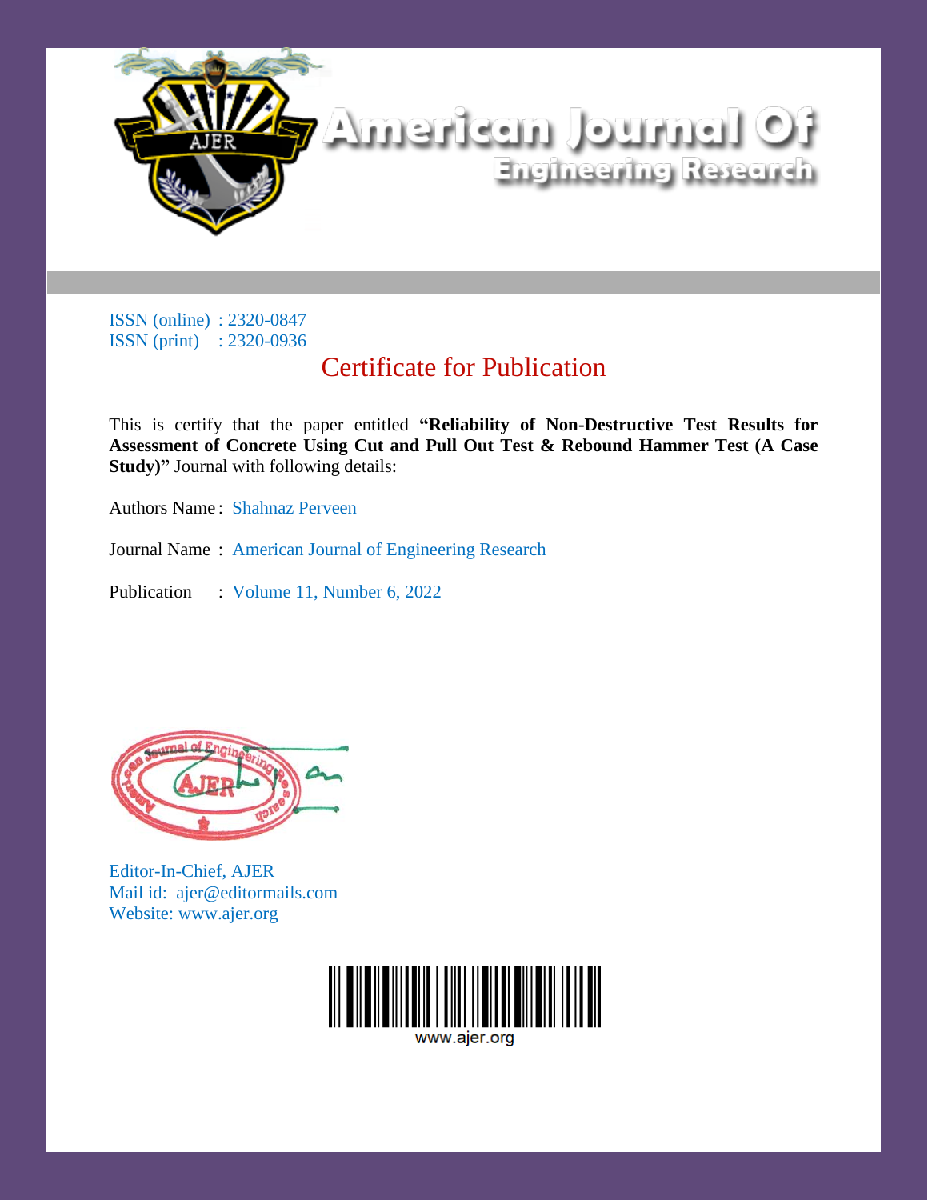# American Journal Of Engineering Research

ISSN (online) : 2320-0847
ISSN (print) : 2320-0936

## Certificate for Publication

This is certify that the paper entitled **"Reliability of Non-Destructive Test Results for Assessment of Concrete Using Cut and Pull Out Test & Rebound Hammer Test (A Case Study)"** Journal with following details:

Authors Name : Shahnaz Perveen

Journal Name : American Journal of Engineering Research

Publication : Volume 11, Number 6, 2022

Editor-In-Chief, AJER
Mail id: ajer@editormails.com
Website: www.ajer.org

www.ajer.org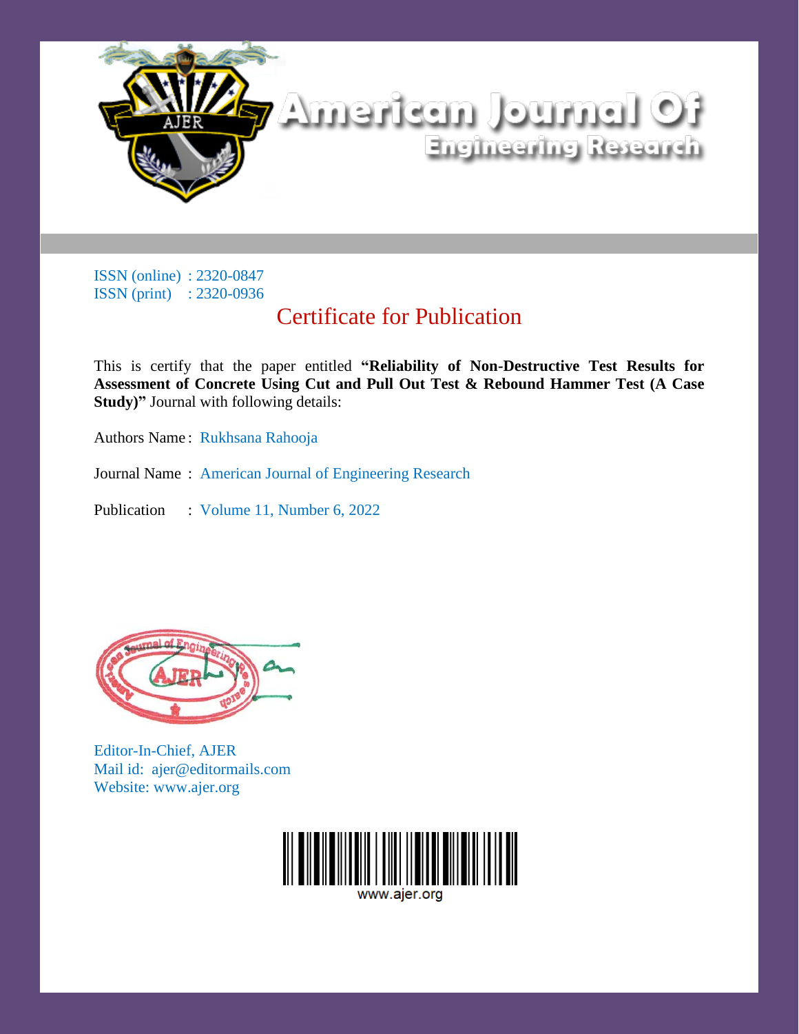# American Journal Of Engineering Research

ISSN (online) : 2320-0847
ISSN (print) : 2320-0936

## Certificate for Publication

This is certify that the paper entitled **"Reliability of Non-Destructive Test Results for Assessment of Concrete Using Cut and Pull Out Test & Rebound Hammer Test (A Case Study)"** Journal with following details:

Authors Name : Rukhsana Rahooja

Journal Name : American Journal of Engineering Research

Publication : Volume 11, Number 6, 2022

Editor-In-Chief, AJER
Mail id: ajer@editormails.com
Website: www.ajer.org

www.ajer.org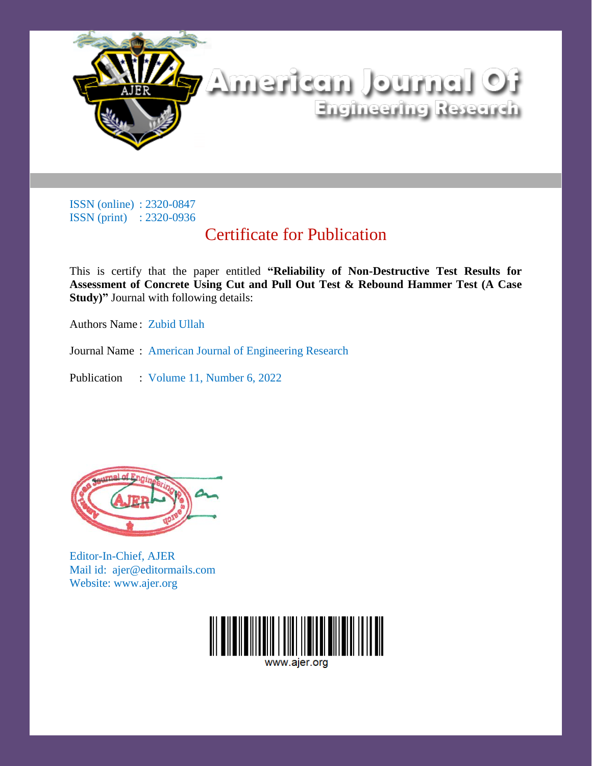# American Journal Of Engineering Research

ISSN (online) : 2320-0847
ISSN (print) : 2320-0936

## Certificate for Publication

This is certify that the paper entitled **"Reliability of Non-Destructive Test Results for Assessment of Concrete Using Cut and Pull Out Test & Rebound Hammer Test (A Case Study)"** Journal with following details:

Authors Name : Zubid Ullah

Journal Name : American Journal of Engineering Research

Publication : Volume 11, Number 6, 2022

Editor-In-Chief, AJER
Mail id: ajer@editormails.com
Website: www.ajer.org

www.ajer.org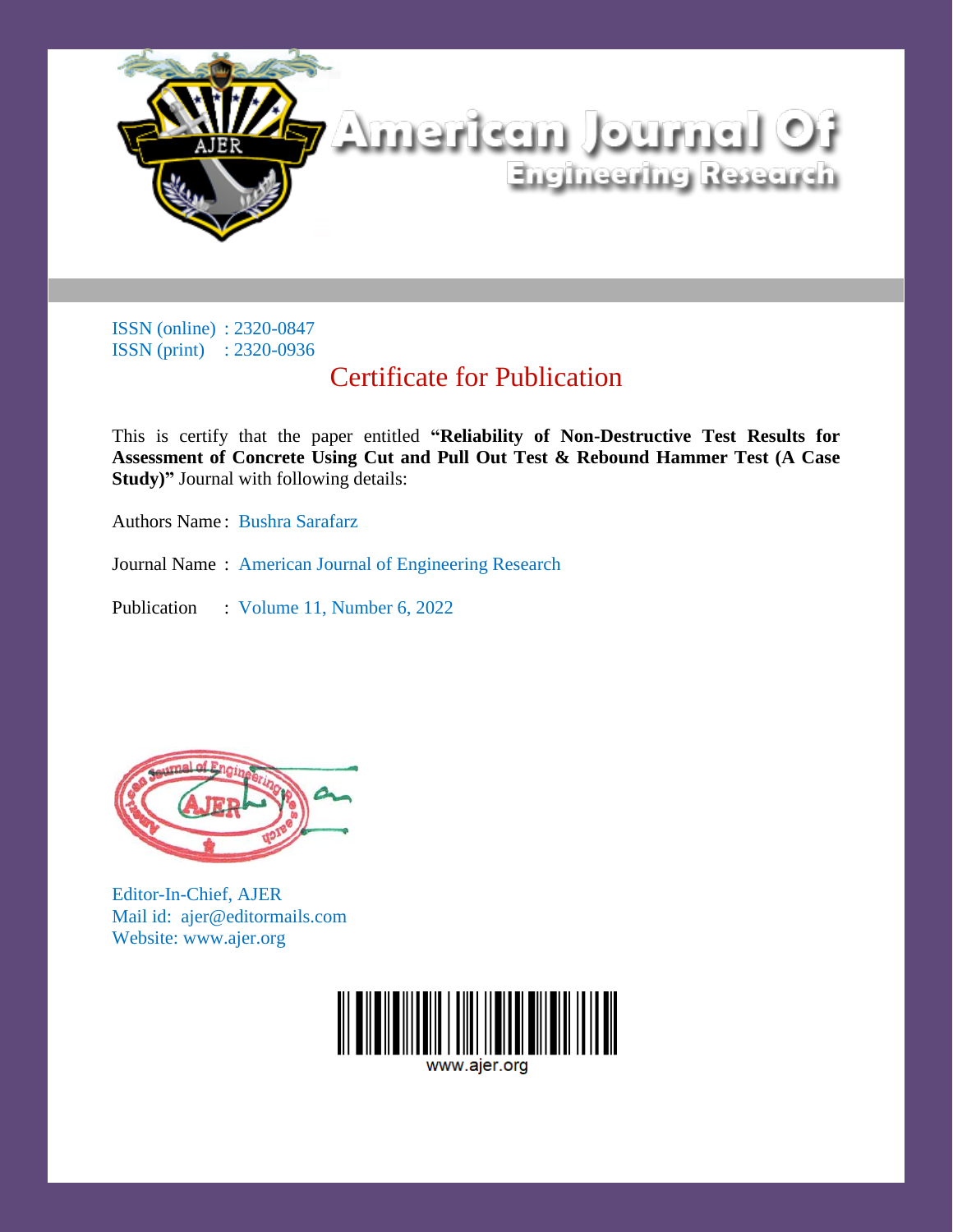# American Journal Of Engineering Research

ISSN (online) : 2320-0847
ISSN (print) : 2320-0936

## Certificate for Publication

This is certify that the paper entitled **"Reliability of Non-Destructive Test Results for Assessment of Concrete Using Cut and Pull Out Test & Rebound Hammer Test (A Case Study)"** Journal with following details:

Authors Name : Bushra Sarafarz

Journal Name : American Journal of Engineering Research

Publication : Volume 11, Number 6, 2022

Editor-In-Chief, AJER
Mail id: ajer@editormails.com
Website: www.ajer.org

www.ajer.org